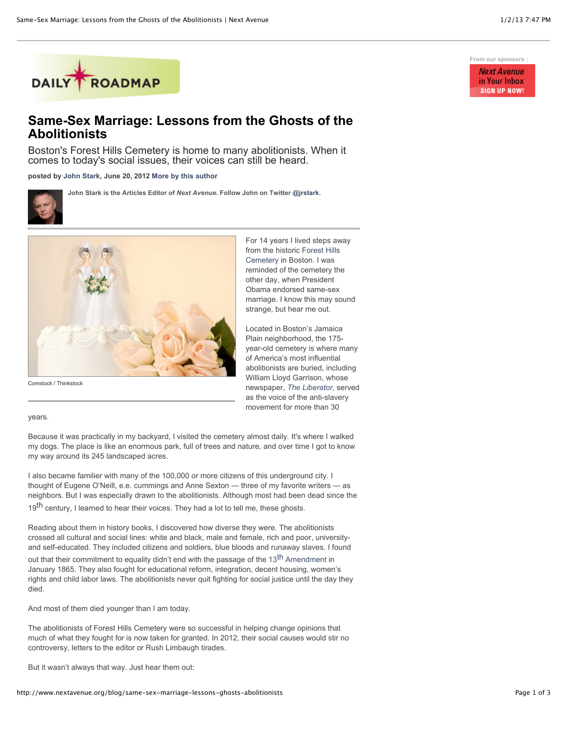# Same-Sex Marriage: Lessons from the Ghosts of the Abolitionists

Boston's Forest Hills Cemetery is home to many abolitionists. When it comes to today's social issues, their voices can still be heard.

**posted by John Stark, June 20, 2012 More by this author**

**John Stark is the Articles Editor of *Next Avenue*. Follow John on Twitter @jrstark.**

Comstock / Thinkstock

For 14 years I lived steps away from the historic Forest Hills Cemetery in Boston. I was reminded of the cemetery the other day, when President Obama endorsed same-sex marriage. I know this may sound strange, but hear me out.

Located in Boston's Jamaica Plain neighborhood, the 175-year-old cemetery is where many of America's most influential abolitionists are buried, including William Lloyd Garrison, whose newspaper, *The Liberator*, served as the voice of the anti-slavery movement for more than 30 years.

Because it was practically in my backyard, I visited the cemetery almost daily. It's where I walked my dogs. The place is like an enormous park, full of trees and nature, and over time I got to know my way around its 245 landscaped acres.

I also became familiar with many of the 100,000 or more citizens of this underground city. I thought of Eugene O'Neill, e.e. cummings and Anne Sexton — three of my favorite writers — as neighbors. But I was especially drawn to the abolitionists. Although most had been dead since the 19th century, I learned to hear their voices. They had a lot to tell me, these ghosts.

Reading about them in history books, I discovered how diverse they were. The abolitionists crossed all cultural and social lines: white and black, male and female, rich and poor, university- and self-educated. They included citizens and soldiers, blue bloods and runaway slaves. I found out that their commitment to equality didn't end with the passage of the 13th Amendment in January 1865. They also fought for educational reform, integration, decent housing, women's rights and child labor laws. The abolitionists never quit fighting for social justice until the day they died.

And most of them died younger than I am today.

The abolitionists of Forest Hills Cemetery were so successful in helping change opinions that much of what they fought for is now taken for granted. In 2012, their social causes would stir no controversy, letters to the editor or Rush Limbaugh tirades.

But it wasn't always that way. Just hear them out: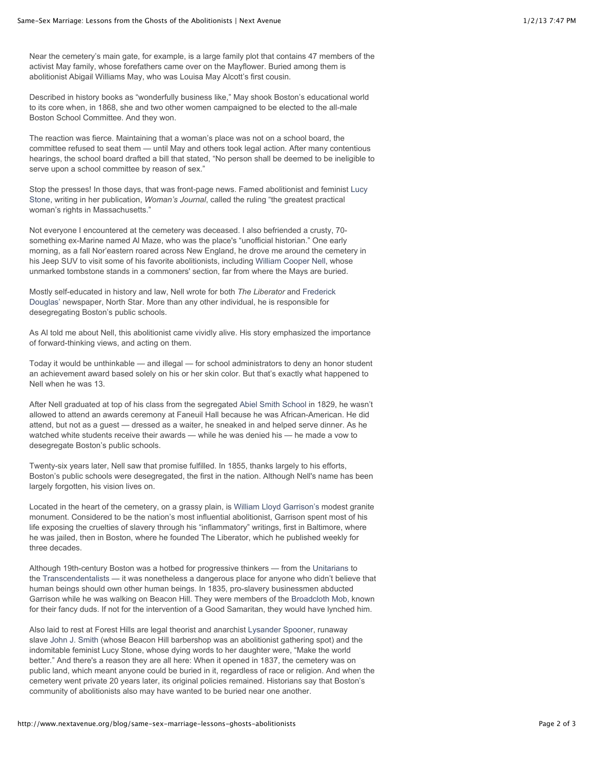Near the cemetery's main gate, for example, is a large family plot that contains 47 members of the activist May family, whose forefathers came over on the Mayflower. Buried among them is abolitionist Abigail Williams May, who was Louisa May Alcott's first cousin.

Described in history books as "wonderfully business like," May shook Boston's educational world to its core when, in 1868, she and two other women campaigned to be elected to the all-male Boston School Committee. And they won.

The reaction was fierce. Maintaining that a woman's place was not on a school board, the committee refused to seat them — until May and others took legal action. After many contentious hearings, the school board drafted a bill that stated, "No person shall be deemed to be ineligible to serve upon a school committee by reason of sex."

Stop the presses! In those days, that was front-page news. Famed abolitionist and feminist Lucy Stone, writing in her publication, *Woman's Journal*, called the ruling "the greatest practical woman's rights in Massachusetts."

Not everyone I encountered at the cemetery was deceased. I also befriended a crusty, 70-something ex-Marine named Al Maze, who was the place's "unofficial historian." One early morning, as a fall Nor'eastern roared across New England, he drove me around the cemetery in his Jeep SUV to visit some of his favorite abolitionists, including William Cooper Nell, whose unmarked tombstone stands in a commoners' section, far from where the Mays are buried.

Mostly self-educated in history and law, Nell wrote for both *The Liberator* and Frederick Douglas' newspaper, North Star. More than any other individual, he is responsible for desegregating Boston's public schools.

As Al told me about Nell, this abolitionist came vividly alive. His story emphasized the importance of forward-thinking views, and acting on them.

Today it would be unthinkable — and illegal — for school administrators to deny an honor student an achievement award based solely on his or her skin color. But that's exactly what happened to Nell when he was 13.

After Nell graduated at top of his class from the segregated Abiel Smith School in 1829, he wasn't allowed to attend an awards ceremony at Faneuil Hall because he was African-American. He did attend, but not as a guest — dressed as a waiter, he sneaked in and helped serve dinner. As he watched white students receive their awards — while he was denied his — he made a vow to desegregate Boston's public schools.

Twenty-six years later, Nell saw that promise fulfilled. In 1855, thanks largely to his efforts, Boston's public schools were desegregated, the first in the nation. Although Nell's name has been largely forgotten, his vision lives on.

Located in the heart of the cemetery, on a grassy plain, is William Lloyd Garrison's modest granite monument. Considered to be the nation's most influential abolitionist, Garrison spent most of his life exposing the cruelties of slavery through his "inflammatory" writings, first in Baltimore, where he was jailed, then in Boston, where he founded The Liberator, which he published weekly for three decades.

Although 19th-century Boston was a hotbed for progressive thinkers — from the Unitarians to the Transcendentalists — it was nonetheless a dangerous place for anyone who didn't believe that human beings should own other human beings. In 1835, pro-slavery businessmen abducted Garrison while he was walking on Beacon Hill. They were members of the Broadcloth Mob, known for their fancy duds. If not for the intervention of a Good Samaritan, they would have lynched him.

Also laid to rest at Forest Hills are legal theorist and anarchist Lysander Spooner, runaway slave John J. Smith (whose Beacon Hill barbershop was an abolitionist gathering spot) and the indomitable feminist Lucy Stone, whose dying words to her daughter were, "Make the world better." And there's a reason they are all here: When it opened in 1837, the cemetery was on public land, which meant anyone could be buried in it, regardless of race or religion. And when the cemetery went private 20 years later, its original policies remained. Historians say that Boston's community of abolitionists also may have wanted to be buried near one another.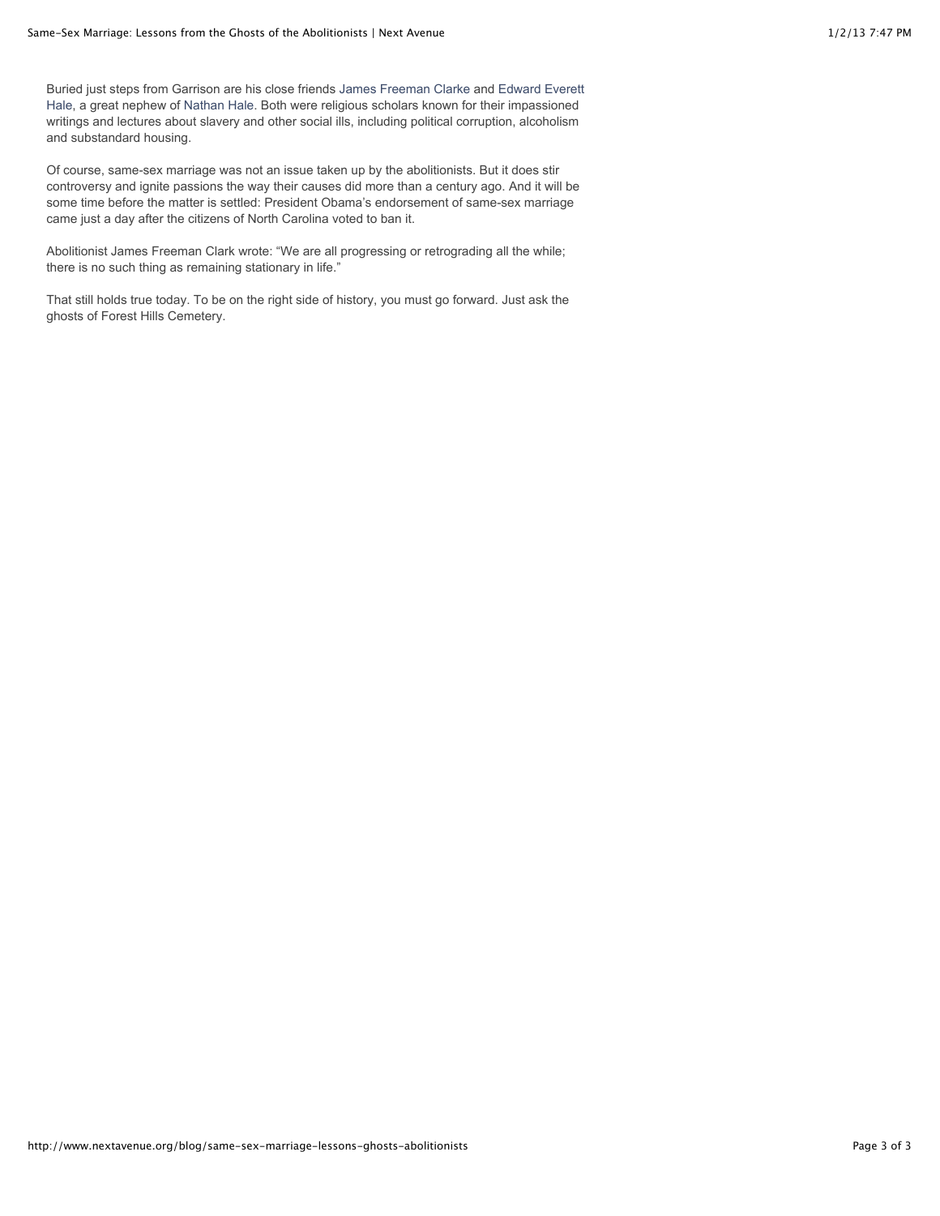Buried just steps from Garrison are his close friends James Freeman Clarke and Edward Everett Hale, a great nephew of Nathan Hale. Both were religious scholars known for their impassioned writings and lectures about slavery and other social ills, including political corruption, alcoholism and substandard housing.

Of course, same-sex marriage was not an issue taken up by the abolitionists. But it does stir controversy and ignite passions the way their causes did more than a century ago. And it will be some time before the matter is settled: President Obama's endorsement of same-sex marriage came just a day after the citizens of North Carolina voted to ban it.

Abolitionist James Freeman Clark wrote: "We are all progressing or retrograding all the while; there is no such thing as remaining stationary in life."

That still holds true today. To be on the right side of history, you must go forward. Just ask the ghosts of Forest Hills Cemetery.